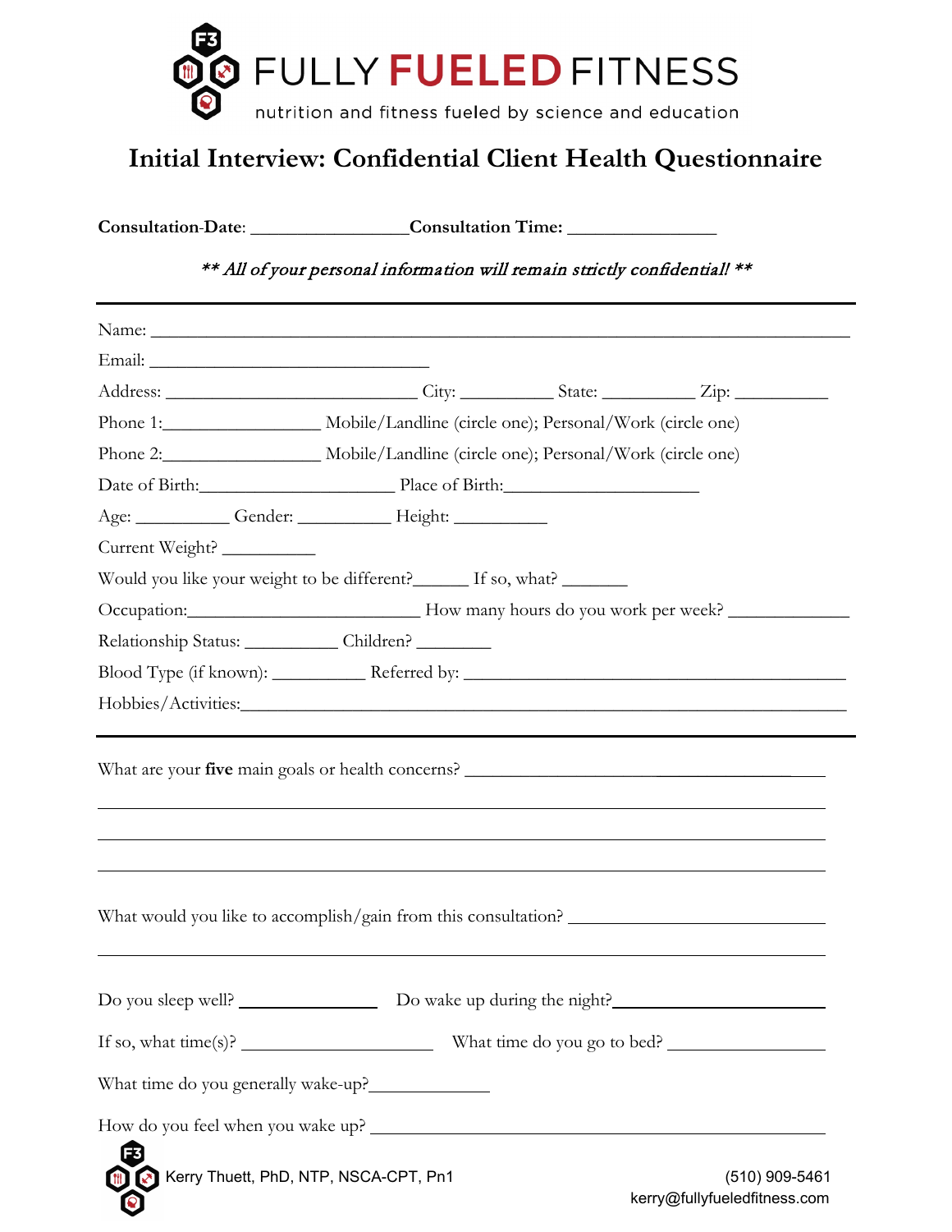# FULLY FUELED FITNESS

nutrition and fitness fueled by science and education

## Initial Interview: Confidential Client Health Questionnaire

**Consultation-Date**: ________________ **Consultation Time:** ________________

*** All of your personal information will remain strictly confidential! ***

---

Name: ______________________________________________________________________

Email: ______________________________

Address: ___________________________ City: __________ State: __________ Zip: __________

Phone 1:________________ Mobile/Landline (circle one); Personal/Work (circle one)

Phone 2:________________ Mobile/Landline (circle one); Personal/Work (circle one)

Date of Birth:_____________________ Place of Birth:_____________________

Age: __________ Gender: __________ Height: __________

Current Weight? __________

Would you like your weight to be different?______ If so, what? _______

Occupation:________________________ How many hours do you work per week? _____________

Relationship Status: __________ Children? ________

Blood Type (if known): __________ Referred by: ________________________________________

Hobbies/Activities:_____________________________________________________________________

---

What are your **five** main goals or health concerns? ____________________________________

______________________________________________________________________________

______________________________________________________________________________

______________________________________________________________________________

What would you like to accomplish/gain from this consultation? ___________________________

______________________________________________________________________________

Do you sleep well? ______________ Do wake up during the night?_____________________

If so, what time(s)? ____________________ What time do you go to bed? ________________

What time do you generally wake-up?_____________

How do you feel when you wake up? ______________________________________________

Kerry Thuett, PhD, NTP, NSCA-CPT, Pn1

(510) 909-5461
kerry@fullyfueledfitness.com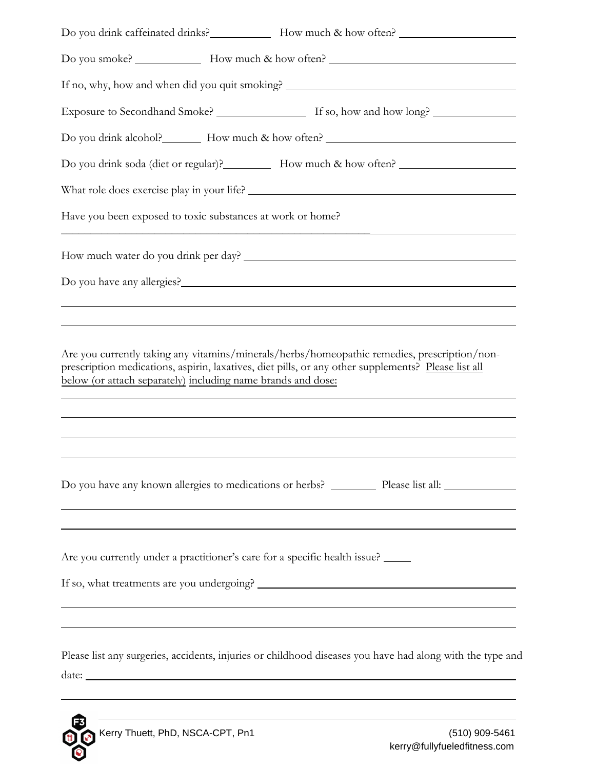Do you drink caffeinated drinks? __________ How much & how often? ____________________

Do you smoke? __________ How much & how often? ______________________________

If no, why, how and when did you quit smoking? ____________________________________

Exposure to Secondhand Smoke? ______________ If so, how and how long? ______________

Do you drink alcohol? ______ How much & how often? ______________________________

Do you drink soda (diet or regular)? ________ How much & how often? ____________________

What role does exercise play in your life? __________________________________________

Have you been exposed to toxic substances at work or home?

______________________________________________________________________

How much water do you drink per day? ______________________________________________

Do you have any allergies? ______________________________________________________

______________________________________________________________________

______________________________________________________________________

Are you currently taking any vitamins/minerals/herbs/homeopathic remedies, prescription/non-prescription medications, aspirin, laxatives, diet pills, or any other supplements? Please list all below (or attach separately) including name brands and dose:

______________________________________________________________________

______________________________________________________________________

______________________________________________________________________

______________________________________________________________________

Do you have any known allergies to medications or herbs? ________ Please list all: ____________

______________________________________________________________________

______________________________________________________________________

Are you currently under a practitioner's care for a specific health issue? _____

If so, what treatments are you undergoing? __________________________________________

______________________________________________________________________

______________________________________________________________________

Please list any surgeries, accidents, injuries or childhood diseases you have had along with the type and date: ______________________________________________________________________

______________________________________________________________________

______________________________________________________________________

Kerry Thuett, PhD, NSCA-CPT, Pn1

(510) 909-5461
kerry@fullyfueledfitness.com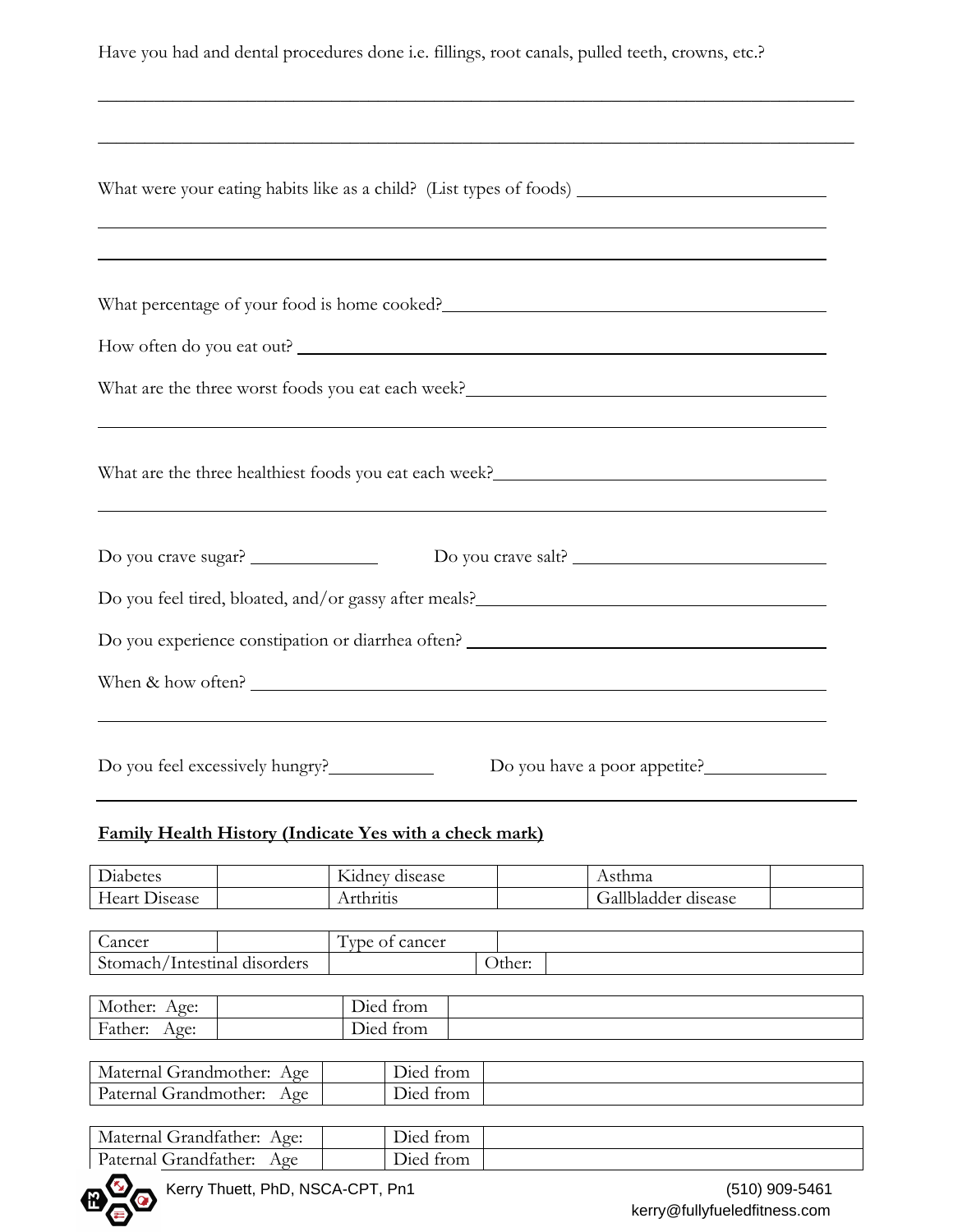Have you had and dental procedures done i.e. fillings, root canals, pulled teeth, crowns, etc.?

_______________________________________________________________________________

_______________________________________________________________________________

What were your eating habits like as a child? (List types of foods) ____________________________

_______________________________________________________________________________

_______________________________________________________________________________

What percentage of your food is home cooked?________________________________________

How often do you eat out? ________________________________________________________

What are the three worst foods you eat each week?_____________________________________

_______________________________________________________________________________

What are the three healthiest foods you eat each week?__________________________________

_______________________________________________________________________________

Do you crave sugar? _____________ Do you crave salt? ___________________________

Do you feel tired, bloated, and/or gassy after meals?_____________________________________

Do you experience constipation or diarrhea often? ______________________________________

When & how often? ______________________________________________________________

_______________________________________________________________________________

Do you feel excessively hungry?___________ Do you have a poor appetite?____________

**Family Health History (Indicate Yes with a check mark)**

| Diabetes | | Kidney disease | | Asthma | |
|---|---|---|---|---|---|
| Heart Disease | | Arthritis | | Gallbladder disease | |

| Cancer | | Type of cancer | |
|---|---|---|---|
| Stomach/Intestinal disorders | | Other: | |

| Mother: Age: | | Died from | |
|---|---|---|---|
| Father: Age: | | Died from | |

| Maternal Grandmother: Age | | Died from | |
|---|---|---|---|
| Paternal Grandmother: Age | | Died from | |

| Maternal Grandfather: Age: | | Died from | |
|---|---|---|---|
| Paternal Grandfather: Age | | Died from | |

Kerry Thuett, PhD, NSCA-CPT, Pn1 (510) 909-5461 kerry@fullyfueledfitness.com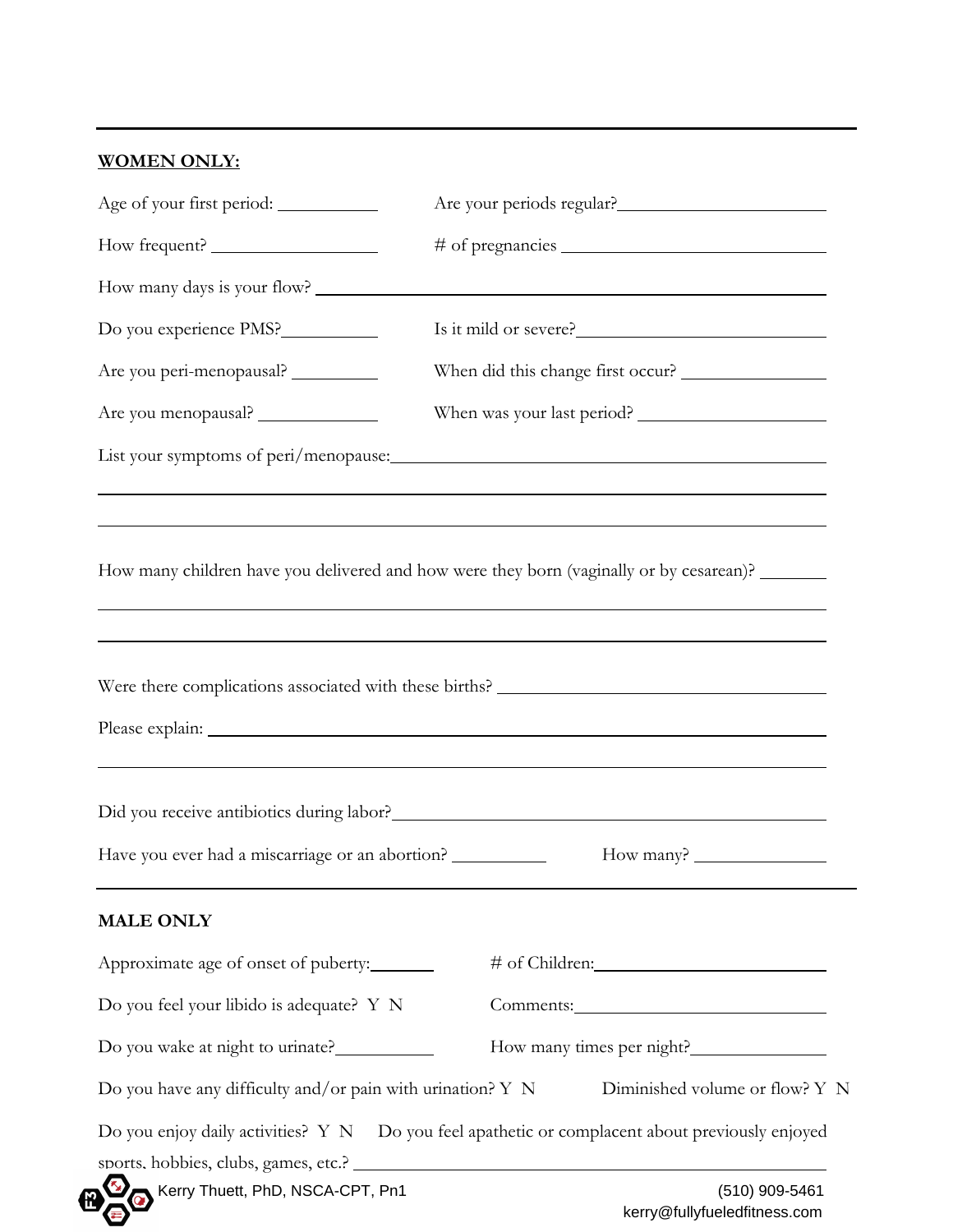---

**WOMEN ONLY:**

Age of your first period: ___________ Are your periods regular? ______________________

How frequent? __________________ # of pregnancies ______________________________

How many days is your flow? ______________________________________________________

Do you experience PMS? __________ Is it mild or severe? ____________________________

Are you peri-menopausal? _________ When did this change first occur? ________________

Are you menopausal? _____________ When was your last period? ____________________

List your symptoms of peri/menopause: ______________________________________________

_____________________________________________________________________________

_____________________________________________________________________________

How many children have you delivered and how were they born (vaginally or by cesarean)? _______

_____________________________________________________________________________

_____________________________________________________________________________

Were there complications associated with these births? ______________________________

Please explain: _______________________________________________________________

_____________________________________________________________________________

Did you receive antibiotics during labor? ___________________________________________

Have you ever had a miscarriage or an abortion? __________ How many? _______________

---

**MALE ONLY**

Approximate age of onset of puberty: _______ # of Children: ___________________________

Do you feel your libido is adequate? Y N Comments: ____________________________

Do you wake at night to urinate? __________ How many times per night? _______________

Do you have any difficulty and/or pain with urination? Y N Diminished volume or flow? Y N

Do you enjoy daily activities? Y N Do you feel apathetic or complacent about previously enjoyed sports, hobbies, clubs, games, etc.? ___________________________________________

Kerry Thuett, PhD, NSCA-CPT, Pn1 (510) 909-5461 kerry@fullyfueledfitness.com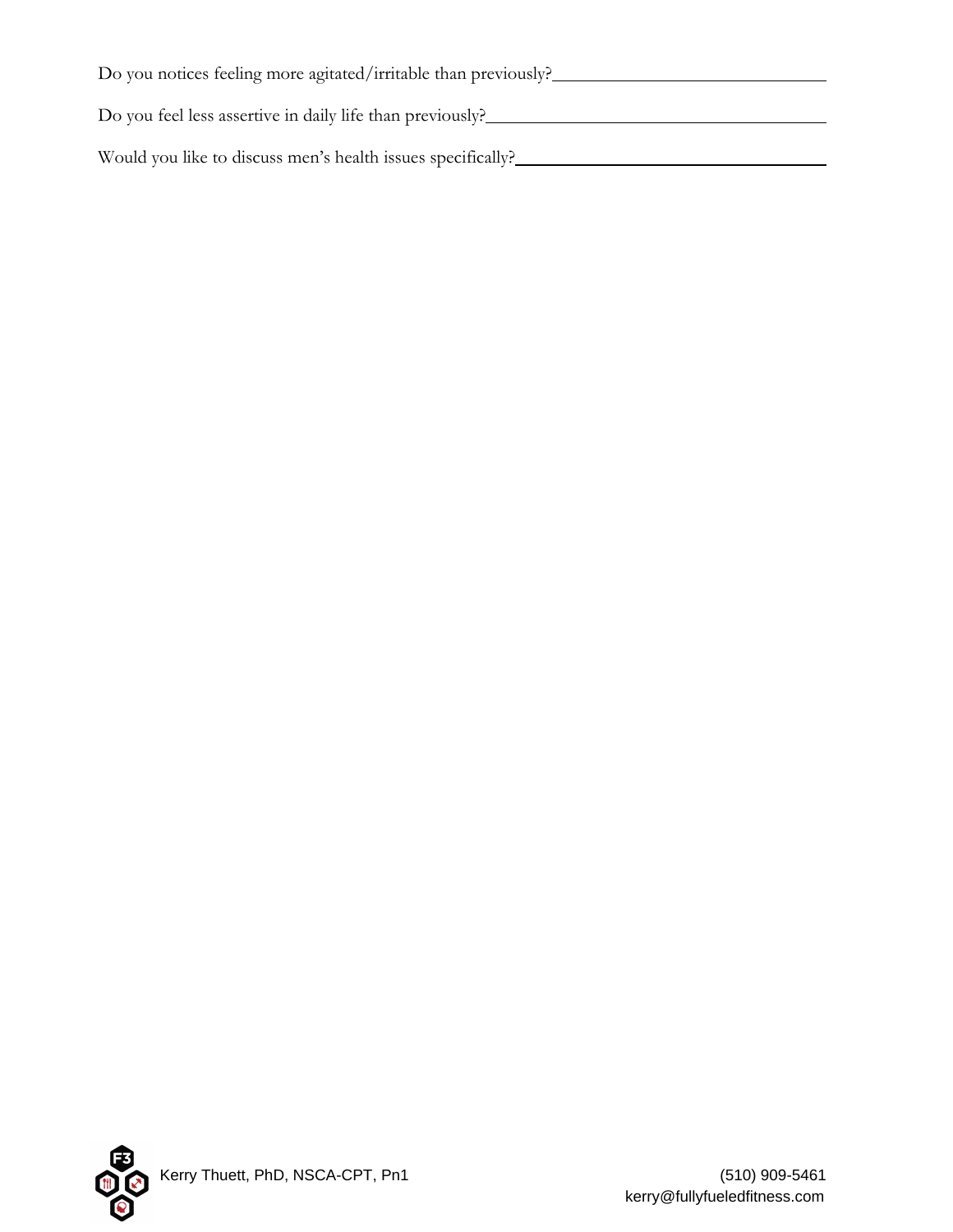Do you notices feeling more agitated/irritable than previously?______________________________

Do you feel less assertive in daily life than previously?____________________________________

Would you like to discuss men's health issues specifically?__________________________________